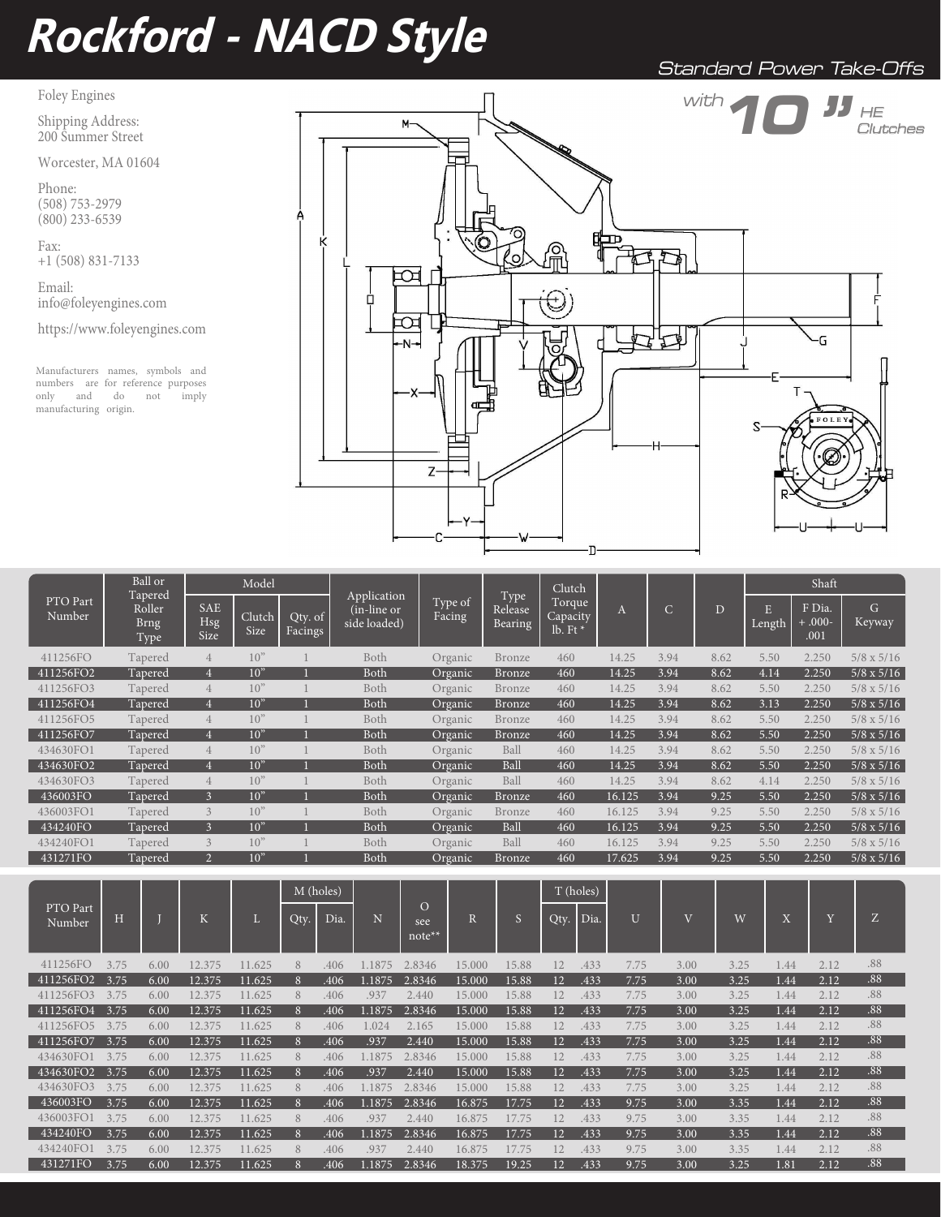# Rockford - NACD Style

Standard Power Take-Offs

with 10" HE Clutches

Foley Engines

Shipping Address:
200 Summer Street

Worcester, MA 01604

Phone:
(508) 753-2979
(800) 233-6539

Fax:
+1 (508) 831-7133

Email:
info@foleyengines.com

https://www.foleyengines.com

Manufacturers names, symbols and numbers are for reference purposes only and do not imply manufacturing origin.

| PTO Part Number | Ball or Tapered Roller Brng Type | Model | | | Application (in-line or side loaded) | Type of Facing | Type Release Bearing | Clutch Torque Capacity lb. Ft * | A | C | D | Shaft | | |
|---|---|---|---|---|---|---|---|---|---|---|---|---|---|---|
| | | SAE Hsg Size | Clutch Size | Qty. of Facings | | | | | | | | E Length | F Dia. +.000-.001 | G Keyway |
| 411256FO | Tapered | 4 | 10" | 1 | Both | Organic | Bronze | 460 | 14.25 | 3.94 | 8.62 | 5.50 | 2.250 | 5/8 x 5/16 |
| 411256FO2 | Tapered | 4 | 10" | 1 | Both | Organic | Bronze | 460 | 14.25 | 3.94 | 8.62 | 4.14 | 2.250 | 5/8 x 5/16 |
| 411256FO3 | Tapered | 4 | 10" | 1 | Both | Organic | Bronze | 460 | 14.25 | 3.94 | 8.62 | 5.50 | 2.250 | 5/8 x 5/16 |
| 411256FO4 | Tapered | 4 | 10" | 1 | Both | Organic | Bronze | 460 | 14.25 | 3.94 | 8.62 | 3.13 | 2.250 | 5/8 x 5/16 |
| 411256FO5 | Tapered | 4 | 10" | 1 | Both | Organic | Bronze | 460 | 14.25 | 3.94 | 8.62 | 5.50 | 2.250 | 5/8 x 5/16 |
| 411256FO7 | Tapered | 4 | 10" | 1 | Both | Organic | Bronze | 460 | 14.25 | 3.94 | 8.62 | 5.50 | 2.250 | 5/8 x 5/16 |
| 434630FO1 | Tapered | 4 | 10" | 1 | Both | Organic | Ball | 460 | 14.25 | 3.94 | 8.62 | 5.50 | 2.250 | 5/8 x 5/16 |
| 434630FO2 | Tapered | 4 | 10" | 1 | Both | Organic | Ball | 460 | 14.25 | 3.94 | 8.62 | 5.50 | 2.250 | 5/8 x 5/16 |
| 434630FO3 | Tapered | 4 | 10" | 1 | Both | Organic | Ball | 460 | 14.25 | 3.94 | 8.62 | 4.14 | 2.250 | 5/8 x 5/16 |
| 436003FO | Tapered | 3 | 10" | 1 | Both | Organic | Bronze | 460 | 16.125 | 3.94 | 9.25 | 5.50 | 2.250 | 5/8 x 5/16 |
| 436003FO1 | Tapered | 3 | 10" | 1 | Both | Organic | Bronze | 460 | 16.125 | 3.94 | 9.25 | 5.50 | 2.250 | 5/8 x 5/16 |
| 434240FO | Tapered | 3 | 10" | 1 | Both | Organic | Ball | 460 | 16.125 | 3.94 | 9.25 | 5.50 | 2.250 | 5/8 x 5/16 |
| 434240FO1 | Tapered | 3 | 10" | 1 | Both | Organic | Ball | 460 | 16.125 | 3.94 | 9.25 | 5.50 | 2.250 | 5/8 x 5/16 |
| 431271FO | Tapered | 2 | 10" | 1 | Both | Organic | Bronze | 460 | 17.625 | 3.94 | 9.25 | 5.50 | 2.250 | 5/8 x 5/16 |

| PTO Part Number | H | J | K | L | M (holes) | | N | O see note** | R | S | T (holes) | | U | V | W | X | Y | Z |
|---|---|---|---|---|---|---|---|---|---|---|---|---|---|---|---|---|---|---|
| | | | | | Qty. | Dia. | | | | | Qty. | Dia. | | | | | | |
| 411256FO | 3.75 | 6.00 | 12.375 | 11.625 | 8 | .406 | 1.1875 | 2.8346 | 15.000 | 15.88 | 12 | .433 | 7.75 | 3.00 | 3.25 | 1.44 | 2.12 | .88 |
| 411256FO2 | 3.75 | 6.00 | 12.375 | 11.625 | 8 | .406 | 1.1875 | 2.8346 | 15.000 | 15.88 | 12 | .433 | 7.75 | 3.00 | 3.25 | 1.44 | 2.12 | .88 |
| 411256FO3 | 3.75 | 6.00 | 12.375 | 11.625 | 8 | .406 | .937 | 2.440 | 15.000 | 15.88 | 12 | .433 | 7.75 | 3.00 | 3.25 | 1.44 | 2.12 | .88 |
| 411256FO4 | 3.75 | 6.00 | 12.375 | 11.625 | 8 | .406 | 1.1875 | 2.8346 | 15.000 | 15.88 | 12 | .433 | 7.75 | 3.00 | 3.25 | 1.44 | 2.12 | .88 |
| 411256FO5 | 3.75 | 6.00 | 12.375 | 11.625 | 8 | .406 | 1.024 | 2.165 | 15.000 | 15.88 | 12 | .433 | 7.75 | 3.00 | 3.25 | 1.44 | 2.12 | .88 |
| 411256FO7 | 3.75 | 6.00 | 12.375 | 11.625 | 8 | .406 | .937 | 2.440 | 15.000 | 15.88 | 12 | .433 | 7.75 | 3.00 | 3.25 | 1.44 | 2.12 | .88 |
| 434630FO1 | 3.75 | 6.00 | 12.375 | 11.625 | 8 | .406 | 1.1875 | 2.8346 | 15.000 | 15.88 | 12 | .433 | 7.75 | 3.00 | 3.25 | 1.44 | 2.12 | .88 |
| 434630FO2 | 3.75 | 6.00 | 12.375 | 11.625 | 8 | .406 | .937 | 2.440 | 15.000 | 15.88 | 12 | .433 | 7.75 | 3.00 | 3.25 | 1.44 | 2.12 | .88 |
| 434630FO3 | 3.75 | 6.00 | 12.375 | 11.625 | 8 | .406 | 1.1875 | 2.8346 | 15.000 | 15.88 | 12 | .433 | 7.75 | 3.00 | 3.25 | 1.44 | 2.12 | .88 |
| 436003FO | 3.75 | 6.00 | 12.375 | 11.625 | 8 | .406 | 1.1875 | 2.8346 | 16.875 | 17.75 | 12 | .433 | 9.75 | 3.00 | 3.35 | 1.44 | 2.12 | .88 |
| 436003FO1 | 3.75 | 6.00 | 12.375 | 11.625 | 8 | .406 | .937 | 2.440 | 16.875 | 17.75 | 12 | .433 | 9.75 | 3.00 | 3.35 | 1.44 | 2.12 | .88 |
| 434240FO | 3.75 | 6.00 | 12.375 | 11.625 | 8 | .406 | 1.1875 | 2.8346 | 16.875 | 17.75 | 12 | .433 | 9.75 | 3.00 | 3.35 | 1.44 | 2.12 | .88 |
| 434240FO1 | 3.75 | 6.00 | 12.375 | 11.625 | 8 | .406 | .937 | 2.440 | 16.875 | 17.75 | 12 | .433 | 9.75 | 3.00 | 3.35 | 1.44 | 2.12 | .88 |
| 431271FO | 3.75 | 6.00 | 12.375 | 11.625 | 8 | .406 | 1.1875 | 2.8346 | 18.375 | 19.25 | 12 | .433 | 9.75 | 3.00 | 3.25 | 1.81 | 2.12 | .88 |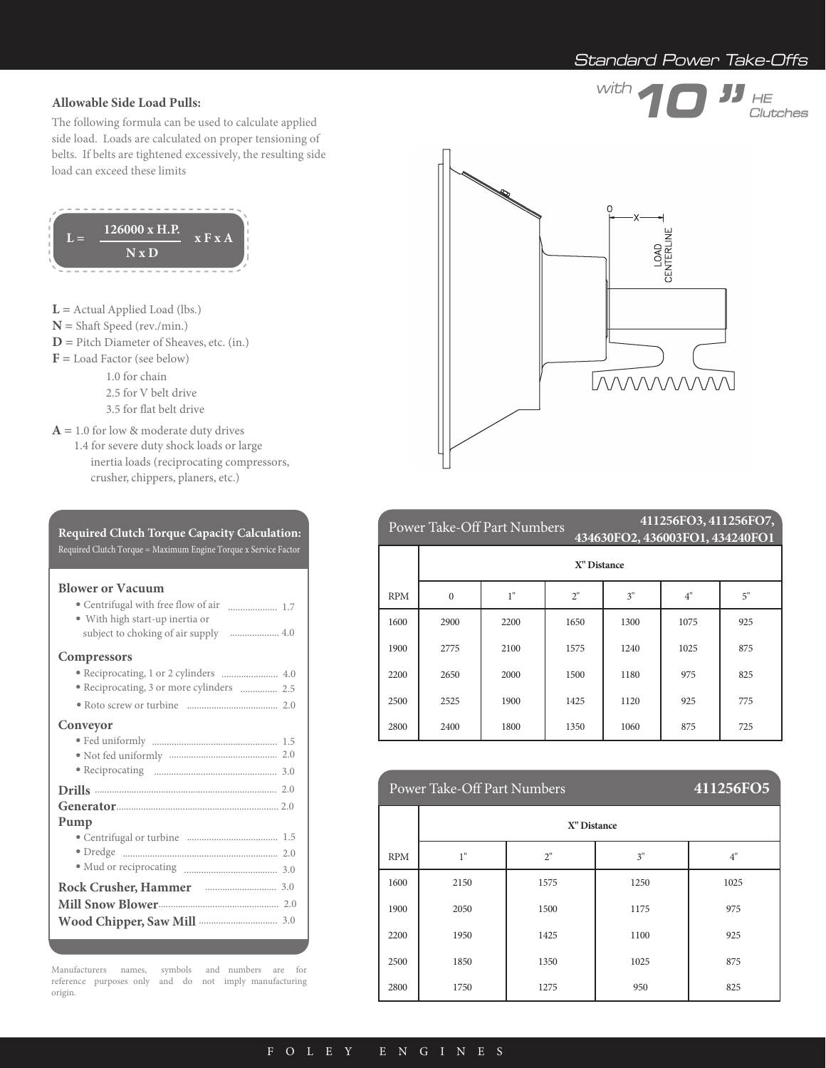## Standard Power Take-Offs with 10" HE Clutches

### Allowable Side Load Pulls:

The following formula can be used to calculate applied side load. Loads are calculated on proper tensioning of belts. If belts are tightened excessively, the resulting side load can exceed these limits

$$L = \frac{126000 \times H.P.}{N \times D} \times F \times A$$

**L** = Actual Applied Load (lbs.)
**N** = Shaft Speed (rev./min.)
**D** = Pitch Diameter of Sheaves, etc. (in.)
**F** = Load Factor (see below)

- 1.0 for chain
- 2.5 for V belt drive
- 3.5 for flat belt drive

**A** = 1.0 for low & moderate duty drives
1.4 for severe duty shock loads or large inertia loads (reciprocating compressors, crusher, chippers, planers, etc.)

O
X
LOAD CENTERLINE

### Required Clutch Torque Capacity Calculation:

Required Clutch Torque = Maximum Engine Torque x Service Factor

**Blower or Vacuum**

- Centrifugal with free flow of air .................... 1.7
- With high start-up inertia or subject to choking of air supply .................... 4.0

**Compressors**

- Reciprocating, 1 or 2 cylinders ....................... 4.0
- Reciprocating, 3 or more cylinders ............... 2.5
- Roto screw or turbine ..................................... 2.0

**Conveyor**

- Fed uniformly .................................................. 1.5
- Not fed uniformly ............................................ 2.0
- Reciprocating ................................................... 3.0

**Drills** ........................................................................ 2.0
**Generator** ................................................................. 2.0
**Pump**

- Centrifugal or turbine ..................................... 1.5
- Dredge ............................................................. 2.0
- Mud or reciprocating ...................................... 3.0

**Rock Crusher, Hammer** ............................. 3.0
**Mill Snow Blower** ................................................. 2.0
**Wood Chipper, Saw Mill** ................................ 3.0

Manufacturers names, symbols and numbers are for reference purposes only and do not imply manufacturing origin.

### Power Take-Off Part Numbers 411256FO3, 411256FO7, 434630FO2, 436003FO1, 434240FO1

| | "X" Distance | | | | | |
|---|---|---|---|---|---|---|
| RPM | 0 | 1" | 2" | 3" | 4" | 5" |
| 1600 | 2900 | 2200 | 1650 | 1300 | 1075 | 925 |
| 1900 | 2775 | 2100 | 1575 | 1240 | 1025 | 875 |
| 2200 | 2650 | 2000 | 1500 | 1180 | 975 | 825 |
| 2500 | 2525 | 1900 | 1425 | 1120 | 925 | 775 |
| 2800 | 2400 | 1800 | 1350 | 1060 | 875 | 725 |

### Power Take-Off Part Numbers 411256FO5

| | "X" Distance | | | |
|---|---|---|---|---|
| RPM | 1" | 2" | 3" | 4" |
| 1600 | 2150 | 1575 | 1250 | 1025 |
| 1900 | 2050 | 1500 | 1175 | 975 |
| 2200 | 1950 | 1425 | 1100 | 925 |
| 2500 | 1850 | 1350 | 1025 | 875 |
| 2800 | 1750 | 1275 | 950 | 825 |